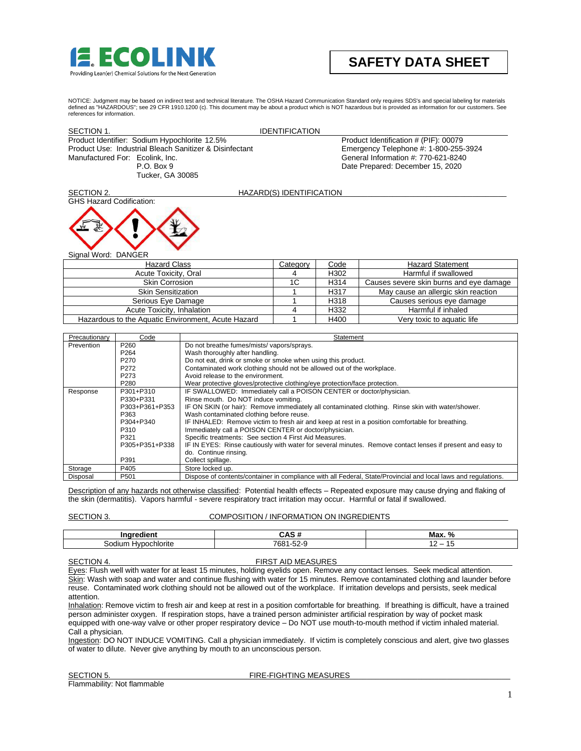**ECOLINK**
Providing Lean(er) Chemical Solutions for the Next Generation

# SAFETY DATA SHEET

NOTICE: Judgment may be based on indirect test and technical literature. The OSHA Hazard Communication Standard only requires SDS's and special labeling for materials defined as "HAZARDOUS"; see 29 CFR 1910.1200 (c). This document may be about a product which is NOT hazardous but is provided as information for our customers. See references for information.

## SECTION 1. IDENTIFICATION

Product Identifier: Sodium Hypochlorite 12.5%
Product Use: Industrial Bleach Sanitizer & Disinfectant
Manufactured For: Ecolink, Inc.
P.O. Box 9
Tucker, GA 30085

Product Identification # (PIF): 00079
Emergency Telephone #: 1-800-255-3924
General Information #: 770-621-8240
Date Prepared: December 15, 2020

## SECTION 2. HAZARD(S) IDENTIFICATION

GHS Hazard Codification:

Signal Word: DANGER

| Hazard Class | Category | Code | Hazard Statement |
|---|---|---|---|
| Acute Toxicity, Oral | 4 | H302 | Harmful if swallowed |
| Skin Corrosion | 1C | H314 | Causes severe skin burns and eye damage |
| Skin Sensitization | 1 | H317 | May cause an allergic skin reaction |
| Serious Eye Damage | 1 | H318 | Causes serious eye damage |
| Acute Toxicity, Inhalation | 4 | H332 | Harmful if inhaled |
| Hazardous to the Aquatic Environment, Acute Hazard | 1 | H400 | Very toxic to aquatic life |

| Precautionary | Code | Statement |
|---|---|---|
| Prevention | P260 | Do not breathe fumes/mists/ vapors/sprays. |
| | P264 | Wash thoroughly after handling. |
| | P270 | Do not eat, drink or smoke or smoke when using this product. |
| | P272 | Contaminated work clothing should not be allowed out of the workplace. |
| | P273 | Avoid release to the environment. |
| | P280 | Wear protective gloves/protective clothing/eye protection/face protection. |
| Response | P301+P310 | IF SWALLOWED: Immediately call a POISON CENTER or doctor/physician. |
| | P330+P331 | Rinse mouth. Do NOT induce vomiting. |
| | P303+P361+P353 | IF ON SKIN (or hair): Remove immediately all contaminated clothing. Rinse skin with water/shower. |
| | P363 | Wash contaminated clothing before reuse. |
| | P304+P340 | IF INHALED: Remove victim to fresh air and keep at rest in a position comfortable for breathing. |
| | P310 | Immediately call a POISON CENTER or doctor/physician. |
| | P321 | Specific treatments: See section 4 First Aid Measures. |
| | P305+P351+P338 | IF IN EYES: Rinse cautiously with water for several minutes. Remove contact lenses if present and easy to do. Continue rinsing. |
| | P391 | Collect spillage. |
| Storage | P405 | Store locked up. |
| Disposal | P501 | Dispose of contents/container in compliance with all Federal, State/Provincial and local laws and regulations. |

Description of any hazards not otherwise classified: Potential health effects – Repeated exposure may cause drying and flaking of the skin (dermatitis). Vapors harmful - severe respiratory tract irritation may occur. Harmful or fatal if swallowed.

## SECTION 3. COMPOSITION / INFORMATION ON INGREDIENTS

| Ingredient | CAS # | Max. % |
|---|---|---|
| Sodium Hypochlorite | 7681-52-9 | 12 – 15 |

## SECTION 4. FIRST AID MEASURES

Eyes: Flush well with water for at least 15 minutes, holding eyelids open. Remove any contact lenses. Seek medical attention.
Skin: Wash with soap and water and continue flushing with water for 15 minutes. Remove contaminated clothing and launder before reuse. Contaminated work clothing should not be allowed out of the workplace. If irritation develops and persists, seek medical attention.
Inhalation: Remove victim to fresh air and keep at rest in a position comfortable for breathing. If breathing is difficult, have a trained person administer oxygen. If respiration stops, have a trained person administer artificial respiration by way of pocket mask equipped with one-way valve or other proper respiratory device – Do NOT use mouth-to-mouth method if victim inhaled material. Call a physician.
Ingestion: DO NOT INDUCE VOMITING. Call a physician immediately. If victim is completely conscious and alert, give two glasses of water to dilute. Never give anything by mouth to an unconscious person.

## SECTION 5. FIRE-FIGHTING MEASURES

Flammability: Not flammable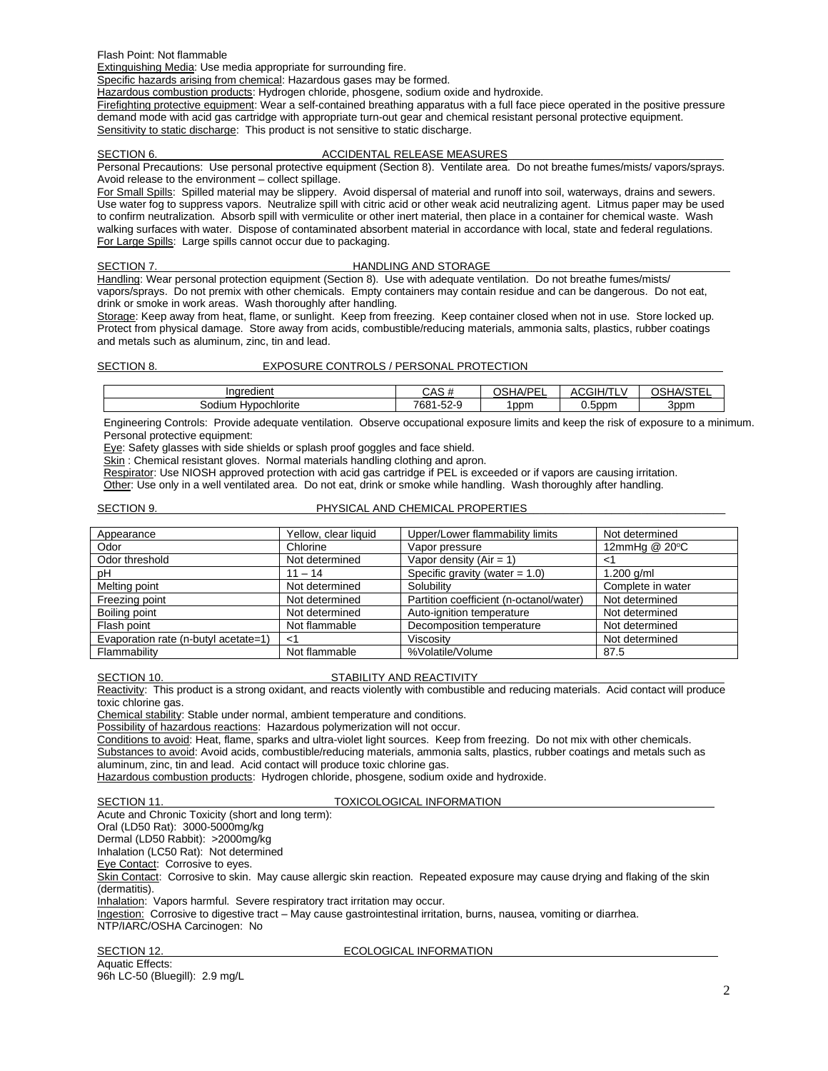Flash Point: Not flammable

Extinguishing Media: Use media appropriate for surrounding fire.

Specific hazards arising from chemical: Hazardous gases may be formed.

Hazardous combustion products: Hydrogen chloride, phosgene, sodium oxide and hydroxide.

Firefighting protective equipment: Wear a self-contained breathing apparatus with a full face piece operated in the positive pressure demand mode with acid gas cartridge with appropriate turn-out gear and chemical resistant personal protective equipment.

Sensitivity to static discharge: This product is not sensitive to static discharge.

## SECTION 6. ACCIDENTAL RELEASE MEASURES

Personal Precautions: Use personal protective equipment (Section 8). Ventilate area. Do not breathe fumes/mists/ vapors/sprays. Avoid release to the environment – collect spillage.

For Small Spills: Spilled material may be slippery. Avoid dispersal of material and runoff into soil, waterways, drains and sewers. Use water fog to suppress vapors. Neutralize spill with citric acid or other weak acid neutralizing agent. Litmus paper may be used to confirm neutralization. Absorb spill with vermiculite or other inert material, then place in a container for chemical waste. Wash walking surfaces with water. Dispose of contaminated absorbent material in accordance with local, state and federal regulations.

For Large Spills: Large spills cannot occur due to packaging.

## SECTION 7. HANDLING AND STORAGE

Handling: Wear personal protection equipment (Section 8). Use with adequate ventilation. Do not breathe fumes/mists/ vapors/sprays. Do not premix with other chemicals. Empty containers may contain residue and can be dangerous. Do not eat, drink or smoke in work areas. Wash thoroughly after handling.

Storage: Keep away from heat, flame, or sunlight. Keep from freezing. Keep container closed when not in use. Store locked up. Protect from physical damage. Store away from acids, combustible/reducing materials, ammonia salts, plastics, rubber coatings and metals such as aluminum, zinc, tin and lead.

## SECTION 8. EXPOSURE CONTROLS / PERSONAL PROTECTION

| Ingredient | CAS # | OSHA/PEL | ACGIH/TLV | OSHA/STEL |
|---|---|---|---|---|
| Sodium Hypochlorite | 7681-52-9 | 1ppm | 0.5ppm | 3ppm |

Engineering Controls: Provide adequate ventilation. Observe occupational exposure limits and keep the risk of exposure to a minimum.

Personal protective equipment:

Eye: Safety glasses with side shields or splash proof goggles and face shield.

Skin : Chemical resistant gloves. Normal materials handling clothing and apron.

Respirator: Use NIOSH approved protection with acid gas cartridge if PEL is exceeded or if vapors are causing irritation.

Other: Use only in a well ventilated area. Do not eat, drink or smoke while handling. Wash thoroughly after handling.

## SECTION 9. PHYSICAL AND CHEMICAL PROPERTIES

| Appearance | Yellow, clear liquid | Upper/Lower flammability limits | Not determined |
|---|---|---|---|
| Odor | Chlorine | Vapor pressure | 12mmHg @ 20°C |
| Odor threshold | Not determined | Vapor density (Air = 1) | <1 |
| pH | 11 – 14 | Specific gravity (water = 1.0) | 1.200 g/ml |
| Melting point | Not determined | Solubility | Complete in water |
| Freezing point | Not determined | Partition coefficient (n-octanol/water) | Not determined |
| Boiling point | Not determined | Auto-ignition temperature | Not determined |
| Flash point | Not flammable | Decomposition temperature | Not determined |
| Evaporation rate (n-butyl acetate=1) | <1 | Viscosity | Not determined |
| Flammability | Not flammable | %Volatile/Volume | 87.5 |

## SECTION 10. STABILITY AND REACTIVITY

Reactivity: This product is a strong oxidant, and reacts violently with combustible and reducing materials. Acid contact will produce toxic chlorine gas.

Chemical stability: Stable under normal, ambient temperature and conditions.

Possibility of hazardous reactions: Hazardous polymerization will not occur.

Conditions to avoid: Heat, flame, sparks and ultra-violet light sources. Keep from freezing. Do not mix with other chemicals.

Substances to avoid: Avoid acids, combustible/reducing materials, ammonia salts, plastics, rubber coatings and metals such as aluminum, zinc, tin and lead. Acid contact will produce toxic chlorine gas.

Hazardous combustion products: Hydrogen chloride, phosgene, sodium oxide and hydroxide.

## SECTION 11. TOXICOLOGICAL INFORMATION

Acute and Chronic Toxicity (short and long term):

Oral (LD50 Rat): 3000-5000mg/kg

Dermal (LD50 Rabbit): >2000mg/kg

Inhalation (LC50 Rat): Not determined

Eye Contact: Corrosive to eyes.

Skin Contact: Corrosive to skin. May cause allergic skin reaction. Repeated exposure may cause drying and flaking of the skin (dermatitis).

Inhalation: Vapors harmful. Severe respiratory tract irritation may occur.

Ingestion: Corrosive to digestive tract – May cause gastrointestinal irritation, burns, nausea, vomiting or diarrhea.

NTP/IARC/OSHA Carcinogen: No

## SECTION 12. ECOLOGICAL INFORMATION

Aquatic Effects:

96h LC-50 (Bluegill): 2.9 mg/L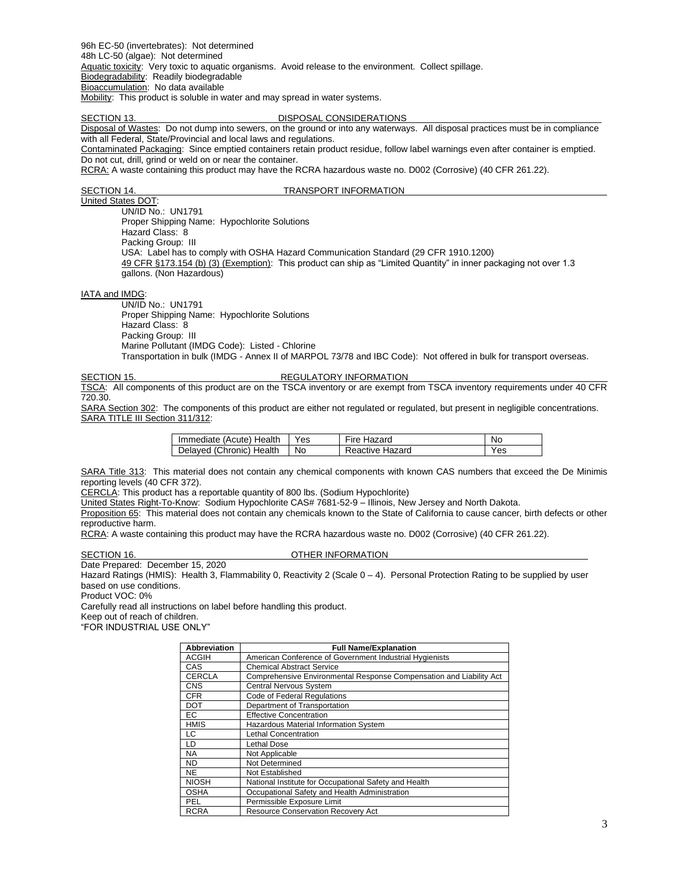96h EC-50 (invertebrates): Not determined
48h LC-50 (algae): Not determined
Aquatic toxicity: Very toxic to aquatic organisms. Avoid release to the environment. Collect spillage.
Biodegradability: Readily biodegradable
Bioaccumulation: No data available
Mobility: This product is soluble in water and may spread in water systems.

## SECTION 13. DISPOSAL CONSIDERATIONS

Disposal of Wastes: Do not dump into sewers, on the ground or into any waterways. All disposal practices must be in compliance with all Federal, State/Provincial and local laws and regulations.
Contaminated Packaging: Since emptied containers retain product residue, follow label warnings even after container is emptied. Do not cut, drill, grind or weld on or near the container.
RCRA: A waste containing this product may have the RCRA hazardous waste no. D002 (Corrosive) (40 CFR 261.22).

## SECTION 14. TRANSPORT INFORMATION

United States DOT:

UN/ID No.: UN1791
Proper Shipping Name: Hypochlorite Solutions
Hazard Class: 8
Packing Group: III
USA: Label has to comply with OSHA Hazard Communication Standard (29 CFR 1910.1200)
49 CFR §173.154 (b) (3) (Exemption): This product can ship as "Limited Quantity" in inner packaging not over 1.3 gallons. (Non Hazardous)

IATA and IMDG:

UN/ID No.: UN1791
Proper Shipping Name: Hypochlorite Solutions
Hazard Class: 8
Packing Group: III
Marine Pollutant (IMDG Code): Listed - Chlorine
Transportation in bulk (IMDG - Annex II of MARPOL 73/78 and IBC Code): Not offered in bulk for transport overseas.

## SECTION 15. REGULATORY INFORMATION

TSCA: All components of this product are on the TSCA inventory or are exempt from TSCA inventory requirements under 40 CFR 720.30.
SARA Section 302: The components of this product are either not regulated or regulated, but present in negligible concentrations.
SARA TITLE III Section 311/312:

| Immediate (Acute) Health | Yes | Fire Hazard | No |
|---|---|---|---|
| Delayed (Chronic) Health | No | Reactive Hazard | Yes |

SARA Title 313: This material does not contain any chemical components with known CAS numbers that exceed the De Minimis reporting levels (40 CFR 372).
CERCLA: This product has a reportable quantity of 800 lbs. (Sodium Hypochlorite)
United States Right-To-Know: Sodium Hypochlorite CAS# 7681-52-9 – Illinois, New Jersey and North Dakota.
Proposition 65: This material does not contain any chemicals known to the State of California to cause cancer, birth defects or other reproductive harm.
RCRA: A waste containing this product may have the RCRA hazardous waste no. D002 (Corrosive) (40 CFR 261.22).

## SECTION 16. OTHER INFORMATION

Date Prepared: December 15, 2020
Hazard Ratings (HMIS): Health 3, Flammability 0, Reactivity 2 (Scale 0 – 4). Personal Protection Rating to be supplied by user based on use conditions.
Product VOC: 0%
Carefully read all instructions on label before handling this product.
Keep out of reach of children.
"FOR INDUSTRIAL USE ONLY"

| Abbreviation | Full Name/Explanation |
|---|---|
| ACGIH | American Conference of Government Industrial Hygienists |
| CAS | Chemical Abstract Service |
| CERCLA | Comprehensive Environmental Response Compensation and Liability Act |
| CNS | Central Nervous System |
| CFR | Code of Federal Regulations |
| DOT | Department of Transportation |
| EC | Effective Concentration |
| HMIS | Hazardous Material Information System |
| LC | Lethal Concentration |
| LD | Lethal Dose |
| NA | Not Applicable |
| ND | Not Determined |
| NE | Not Established |
| NIOSH | National Institute for Occupational Safety and Health |
| OSHA | Occupational Safety and Health Administration |
| PEL | Permissible Exposure Limit |
| RCRA | Resource Conservation Recovery Act |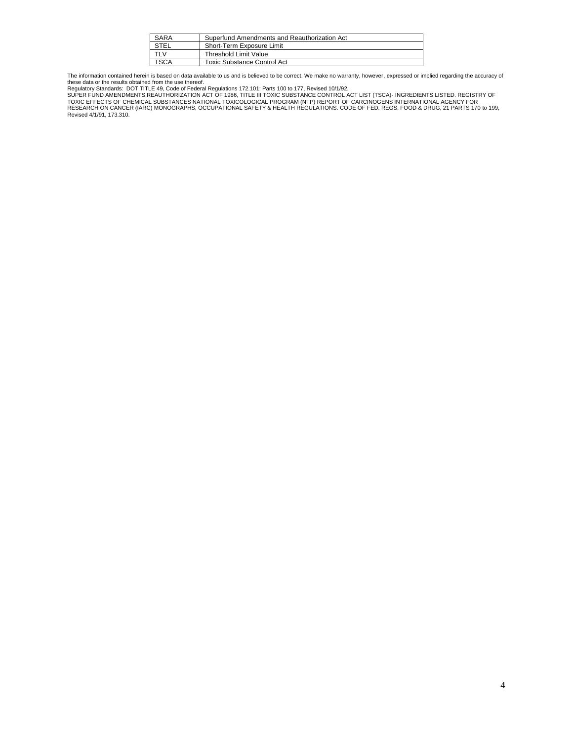| | |
|---|---|
| SARA | Superfund Amendments and Reauthorization Act |
| STEL | Short-Term Exposure Limit |
| TLV | Threshold Limit Value |
| TSCA | Toxic Substance Control Act |

The information contained herein is based on data available to us and is believed to be correct. We make no warranty, however, expressed or implied regarding the accuracy of these data or the results obtained from the use thereof.
Regulatory Standards: DOT TITLE 49, Code of Federal Regulations 172.101: Parts 100 to 177, Revised 10/1/92.
SUPER FUND AMENDMENTS REAUTHORIZATION ACT OF 1986, TITLE III TOXIC SUBSTANCE CONTROL ACT LIST (TSCA)- INGREDIENTS LISTED. REGISTRY OF TOXIC EFFECTS OF CHEMICAL SUBSTANCES NATIONAL TOXICOLOGICAL PROGRAM (NTP) REPORT OF CARCINOGENS INTERNATIONAL AGENCY FOR RESEARCH ON CANCER (IARC) MONOGRAPHS, OCCUPATIONAL SAFETY & HEALTH REGULATIONS. CODE OF FED. REGS. FOOD & DRUG, 21 PARTS 170 to 199, Revised 4/1/91, 173.310.